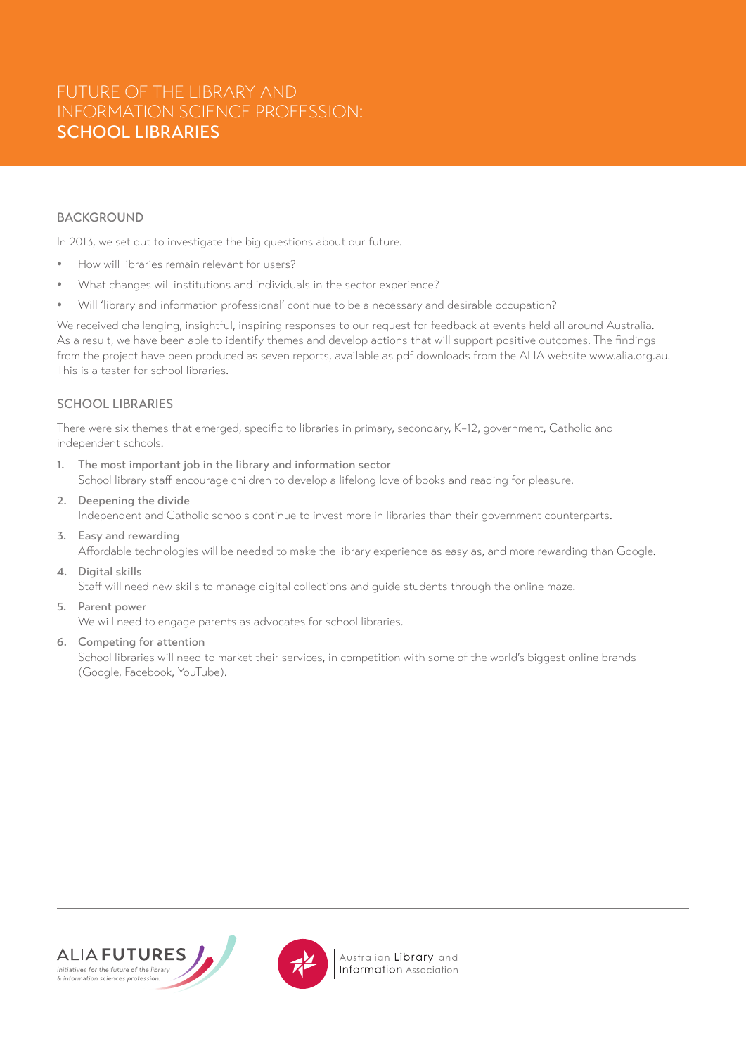# FUTURE OF THE LIBRARY AND INFORMATION SCIENCE PROFESSION: **SCHOOL LIBRARIES**

## BACKGROUND

In 2013, we set out to investigate the big questions about our future.

- How will libraries remain relevant for users?
- What changes will institutions and individuals in the sector experience?
- Will 'library and information professional' continue to be a necessary and desirable occupation?

We received challenging, insightful, inspiring responses to our request for feedback at events held all around Australia. As a result, we have been able to identify themes and develop actions that will support positive outcomes. The findings from the project have been produced as seven reports, available as pdf downloads from the ALIA website www.alia.org.au. This is a taster for school libraries.

## SCHOOL LIBRARIES

There were six themes that emerged, specific to libraries in primary, secondary, K–12, government, Catholic and independent schools.

1. **The most important job in the library and information sector**
   School library staff encourage children to develop a lifelong love of books and reading for pleasure.
2. **Deepening the divide**
   Independent and Catholic schools continue to invest more in libraries than their government counterparts.
3. **Easy and rewarding**
   Affordable technologies will be needed to make the library experience as easy as, and more rewarding than Google.
4. **Digital skills**
   Staff will need new skills to manage digital collections and guide students through the online maze.
5. **Parent power**
   We will need to engage parents as advocates for school libraries.
6. **Competing for attention**
   School libraries will need to market their services, in competition with some of the world's biggest online brands (Google, Facebook, YouTube).

ALIA FUTURES
*Initiatives for the future of the library & information sciences profession.*

Australian Library and Information Association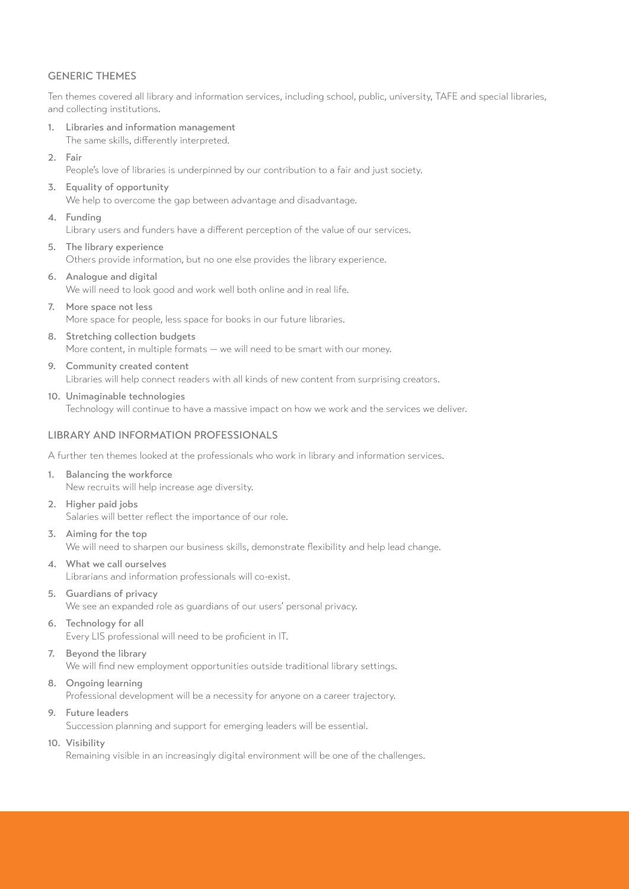## GENERIC THEMES

Ten themes covered all library and information services, including school, public, university, TAFE and special libraries, and collecting institutions.

1. **Libraries and information management**
   The same skills, differently interpreted.
2. **Fair**
   People's love of libraries is underpinned by our contribution to a fair and just society.
3. **Equality of opportunity**
   We help to overcome the gap between advantage and disadvantage.
4. **Funding**
   Library users and funders have a different perception of the value of our services.
5. **The library experience**
   Others provide information, but no one else provides the library experience.
6. **Analogue and digital**
   We will need to look good and work well both online and in real life.
7. **More space not less**
   More space for people, less space for books in our future libraries.
8. **Stretching collection budgets**
   More content, in multiple formats — we will need to be smart with our money.
9. **Community created content**
   Libraries will help connect readers with all kinds of new content from surprising creators.
10. **Unimaginable technologies**
    Technology will continue to have a massive impact on how we work and the services we deliver.

## LIBRARY AND INFORMATION PROFESSIONALS

A further ten themes looked at the professionals who work in library and information services.

1. **Balancing the workforce**
   New recruits will help increase age diversity.
2. **Higher paid jobs**
   Salaries will better reflect the importance of our role.
3. **Aiming for the top**
   We will need to sharpen our business skills, demonstrate flexibility and help lead change.
4. **What we call ourselves**
   Librarians and information professionals will co-exist.
5. **Guardians of privacy**
   We see an expanded role as guardians of our users' personal privacy.
6. **Technology for all**
   Every LIS professional will need to be proficient in IT.
7. **Beyond the library**
   We will find new employment opportunities outside traditional library settings.
8. **Ongoing learning**
   Professional development will be a necessity for anyone on a career trajectory.
9. **Future leaders**
   Succession planning and support for emerging leaders will be essential.
10. **Visibility**
    Remaining visible in an increasingly digital environment will be one of the challenges.